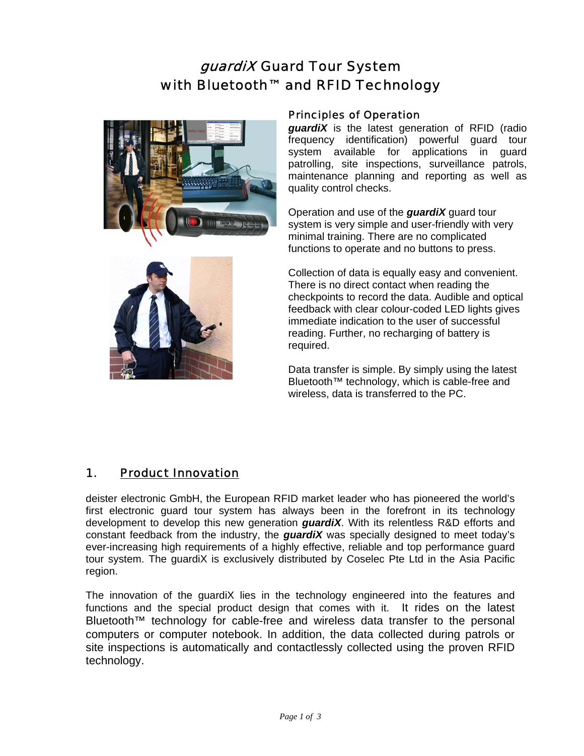# *guardiX* Guard Tour System with Bluetooth™ and RFID Technology

## Principles of Operation

***guardiX*** is the latest generation of RFID (radio frequency identification) powerful guard tour system available for applications in guard patrolling, site inspections, surveillance patrols, maintenance planning and reporting as well as quality control checks.

Operation and use of the ***guardiX*** guard tour system is very simple and user-friendly with very minimal training. There are no complicated functions to operate and no buttons to press.

Collection of data is equally easy and convenient. There is no direct contact when reading the checkpoints to record the data. Audible and optical feedback with clear colour-coded LED lights gives immediate indication to the user of successful reading. Further, no recharging of battery is required.

Data transfer is simple. By simply using the latest Bluetooth™ technology, which is cable-free and wireless, data is transferred to the PC.

## 1. Product Innovation

deister electronic GmbH, the European RFID market leader who has pioneered the world's first electronic guard tour system has always been in the forefront in its technology development to develop this new generation ***guardiX***. With its relentless R&D efforts and constant feedback from the industry, the ***guardiX*** was specially designed to meet today's ever-increasing high requirements of a highly effective, reliable and top performance guard tour system. The guardiX is exclusively distributed by Coselec Pte Ltd in the Asia Pacific region.

The innovation of the guardiX lies in the technology engineered into the features and functions and the special product design that comes with it. It rides on the latest Bluetooth™ technology for cable-free and wireless data transfer to the personal computers or computer notebook. In addition, the data collected during patrols or site inspections is automatically and contactlessly collected using the proven RFID technology.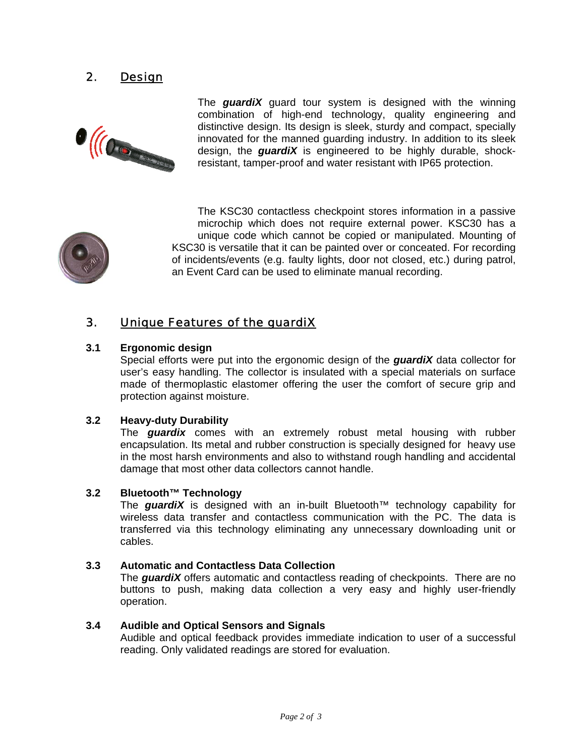## 2. Design

The ***guardiX*** guard tour system is designed with the winning combination of high-end technology, quality engineering and distinctive design. Its design is sleek, sturdy and compact, specially innovated for the manned guarding industry. In addition to its sleek design, the ***guardiX*** is engineered to be highly durable, shock-resistant, tamper-proof and water resistant with IP65 protection.

The KSC30 contactless checkpoint stores information in a passive microchip which does not require external power. KSC30 has a unique code which cannot be copied or manipulated. Mounting of KSC30 is versatile that it can be painted over or concealed. For recording of incidents/events (e.g. faulty lights, door not closed, etc.) during patrol, an Event Card can be used to eliminate manual recording.

## 3. Unique Features of the guardiX

### 3.1 Ergonomic design

Special efforts were put into the ergonomic design of the ***guardiX*** data collector for user's easy handling. The collector is insulated with a special materials on surface made of thermoplastic elastomer offering the user the comfort of secure grip and protection against moisture.

### 3.2 Heavy-duty Durability

The ***guardix*** comes with an extremely robust metal housing with rubber encapsulation. Its metal and rubber construction is specially designed for heavy use in the most harsh environments and also to withstand rough handling and accidental damage that most other data collectors cannot handle.

### 3.2 Bluetooth™ Technology

The ***guardiX*** is designed with an in-built Bluetooth™ technology capability for wireless data transfer and contactless communication with the PC. The data is transferred via this technology eliminating any unnecessary downloading unit or cables.

### 3.3 Automatic and Contactless Data Collection

The ***guardiX*** offers automatic and contactless reading of checkpoints. There are no buttons to push, making data collection a very easy and highly user-friendly operation.

### 3.4 Audible and Optical Sensors and Signals

Audible and optical feedback provides immediate indication to user of a successful reading. Only validated readings are stored for evaluation.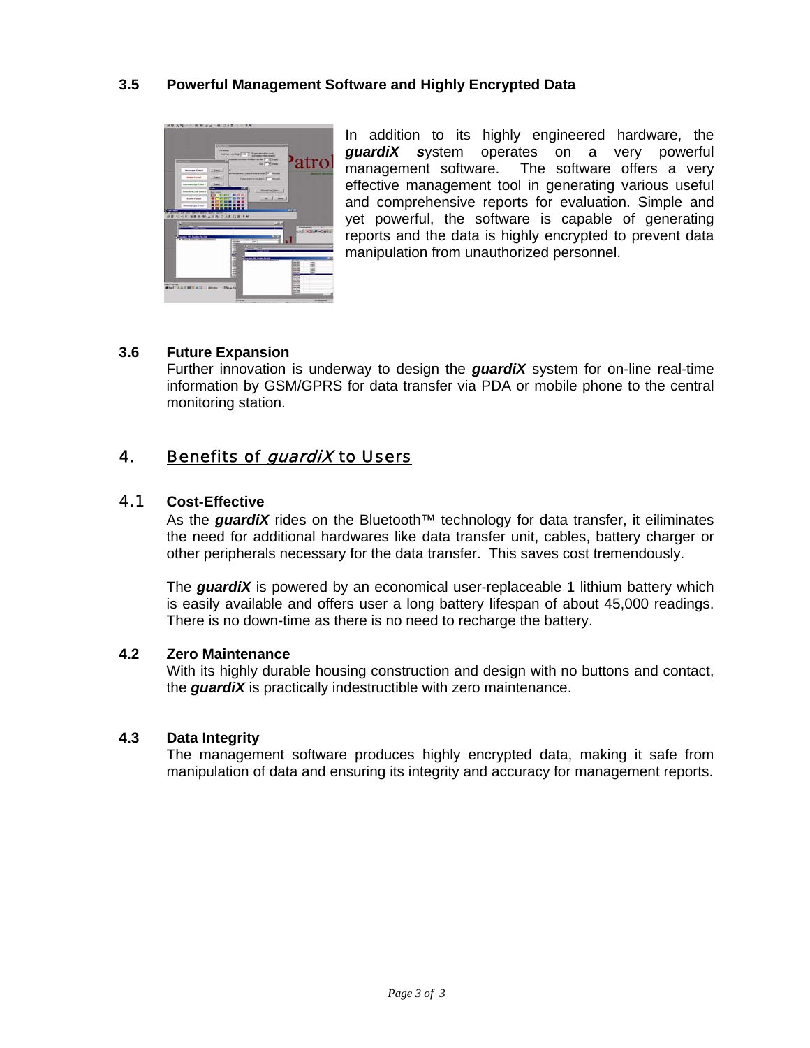### 3.5 Powerful Management Software and Highly Encrypted Data

In addition to its highly engineered hardware, the ***guardiX s***ystem operates on a very powerful management software. The software offers a very effective management tool in generating various useful and comprehensive reports for evaluation. Simple and yet powerful, the software is capable of generating reports and the data is highly encrypted to prevent data manipulation from unauthorized personnel.

### 3.6 Future Expansion

Further innovation is underway to design the ***guardiX*** system for on-line real-time information by GSM/GPRS for data transfer via PDA or mobile phone to the central monitoring station.

## 4. Benefits of *guardiX* to Users

### 4.1 Cost-Effective

As the ***guardiX*** rides on the Bluetooth™ technology for data transfer, it eiliminates the need for additional hardwares like data transfer unit, cables, battery charger or other peripherals necessary for the data transfer. This saves cost tremendously.

The ***guardiX*** is powered by an economical user-replaceable 1 lithium battery which is easily available and offers user a long battery lifespan of about 45,000 readings. There is no down-time as there is no need to recharge the battery.

### 4.2 Zero Maintenance

With its highly durable housing construction and design with no buttons and contact, the ***guardiX*** is practically indestructible with zero maintenance.

### 4.3 Data Integrity

The management software produces highly encrypted data, making it safe from manipulation of data and ensuring its integrity and accuracy for management reports.